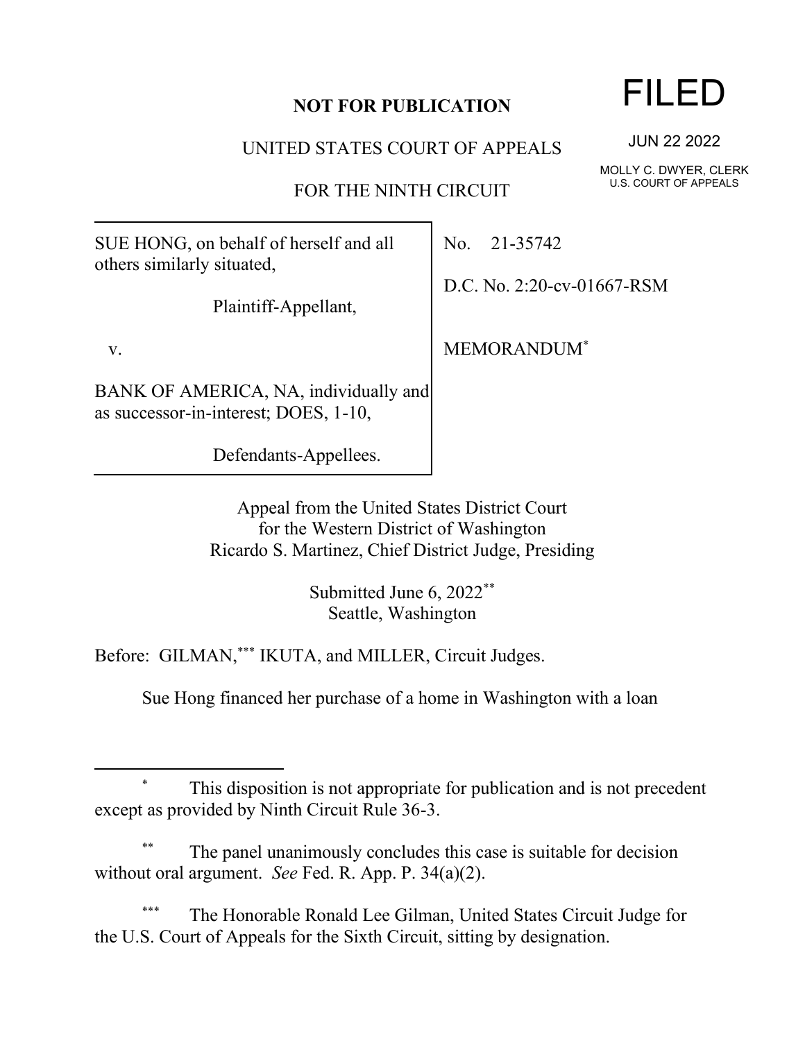**NOT FOR PUBLICATION**

UNITED STATES COURT OF APPEALS

FOR THE NINTH CIRCUIT

FILED

JUN 22 2022

MOLLY C. DWYER, CLERK
U.S. COURT OF APPEALS

| | |
|---|---|
| SUE HONG, on behalf of herself and all others similarly situated,<br><br>Plaintiff-Appellant,<br><br>v.<br><br>BANK OF AMERICA, NA, individually and as successor-in-interest; DOES, 1-10,<br><br>Defendants-Appellees. | No. 21-35742<br><br>D.C. No. 2:20-cv-01667-RSM<br><br>MEMORANDUM* |

Appeal from the United States District Court
for the Western District of Washington
Ricardo S. Martinez, Chief District Judge, Presiding

Submitted June 6, 2022**
Seattle, Washington

Before: GILMAN,*** IKUTA, and MILLER, Circuit Judges.

Sue Hong financed her purchase of a home in Washington with a loan

---

\* This disposition is not appropriate for publication and is not precedent except as provided by Ninth Circuit Rule 36-3.

\*\* The panel unanimously concludes this case is suitable for decision without oral argument. *See* Fed. R. App. P. 34(a)(2).

\*\*\* The Honorable Ronald Lee Gilman, United States Circuit Judge for the U.S. Court of Appeals for the Sixth Circuit, sitting by designation.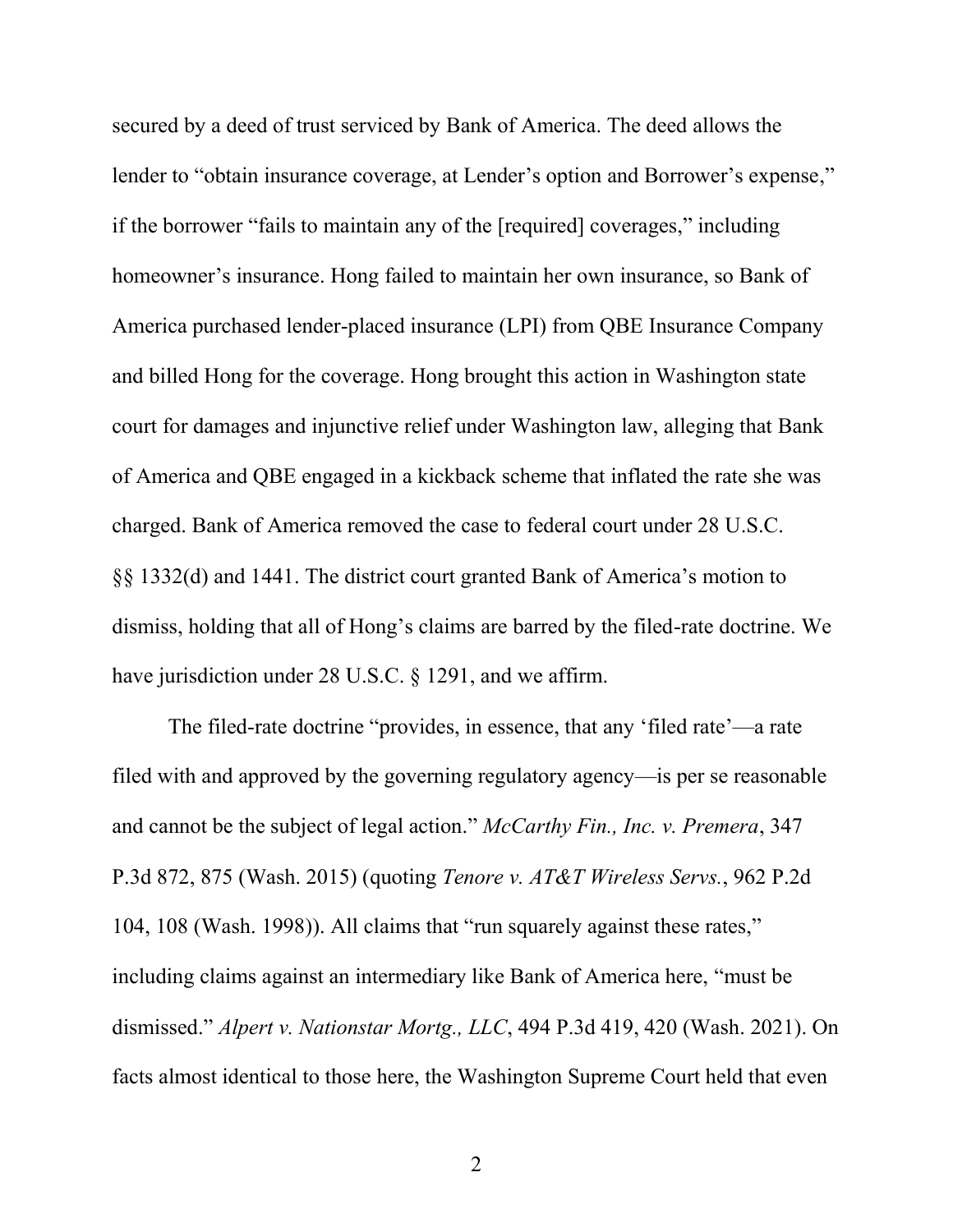secured by a deed of trust serviced by Bank of America. The deed allows the lender to "obtain insurance coverage, at Lender's option and Borrower's expense," if the borrower "fails to maintain any of the [required] coverages," including homeowner's insurance. Hong failed to maintain her own insurance, so Bank of America purchased lender-placed insurance (LPI) from QBE Insurance Company and billed Hong for the coverage. Hong brought this action in Washington state court for damages and injunctive relief under Washington law, alleging that Bank of America and QBE engaged in a kickback scheme that inflated the rate she was charged. Bank of America removed the case to federal court under 28 U.S.C. §§ 1332(d) and 1441. The district court granted Bank of America's motion to dismiss, holding that all of Hong's claims are barred by the filed-rate doctrine. We have jurisdiction under 28 U.S.C. § 1291, and we affirm.

The filed-rate doctrine "provides, in essence, that any 'filed rate'—a rate filed with and approved by the governing regulatory agency—is per se reasonable and cannot be the subject of legal action." *McCarthy Fin., Inc. v. Premera*, 347 P.3d 872, 875 (Wash. 2015) (quoting *Tenore v. AT&T Wireless Servs.*, 962 P.2d 104, 108 (Wash. 1998)). All claims that "run squarely against these rates," including claims against an intermediary like Bank of America here, "must be dismissed." *Alpert v. Nationstar Mortg., LLC*, 494 P.3d 419, 420 (Wash. 2021). On facts almost identical to those here, the Washington Supreme Court held that even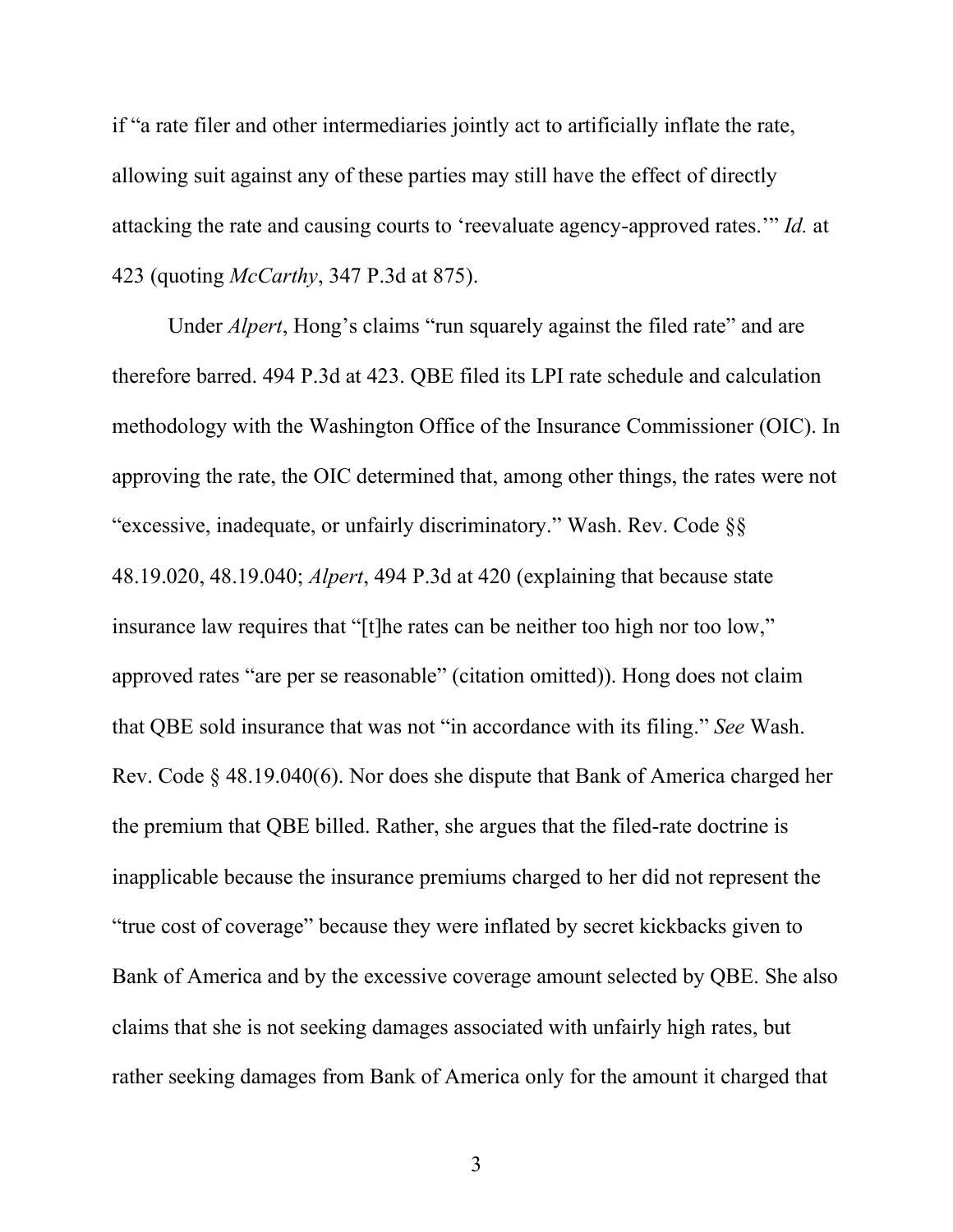if "a rate filer and other intermediaries jointly act to artificially inflate the rate, allowing suit against any of these parties may still have the effect of directly attacking the rate and causing courts to 'reevaluate agency-approved rates.'" *Id.* at 423 (quoting *McCarthy*, 347 P.3d at 875).

Under *Alpert*, Hong's claims "run squarely against the filed rate" and are therefore barred. 494 P.3d at 423. QBE filed its LPI rate schedule and calculation methodology with the Washington Office of the Insurance Commissioner (OIC). In approving the rate, the OIC determined that, among other things, the rates were not "excessive, inadequate, or unfairly discriminatory." Wash. Rev. Code §§ 48.19.020, 48.19.040; *Alpert*, 494 P.3d at 420 (explaining that because state insurance law requires that "[t]he rates can be neither too high nor too low," approved rates "are per se reasonable" (citation omitted)). Hong does not claim that QBE sold insurance that was not "in accordance with its filing." *See* Wash. Rev. Code § 48.19.040(6). Nor does she dispute that Bank of America charged her the premium that QBE billed. Rather, she argues that the filed-rate doctrine is inapplicable because the insurance premiums charged to her did not represent the "true cost of coverage" because they were inflated by secret kickbacks given to Bank of America and by the excessive coverage amount selected by QBE. She also claims that she is not seeking damages associated with unfairly high rates, but rather seeking damages from Bank of America only for the amount it charged that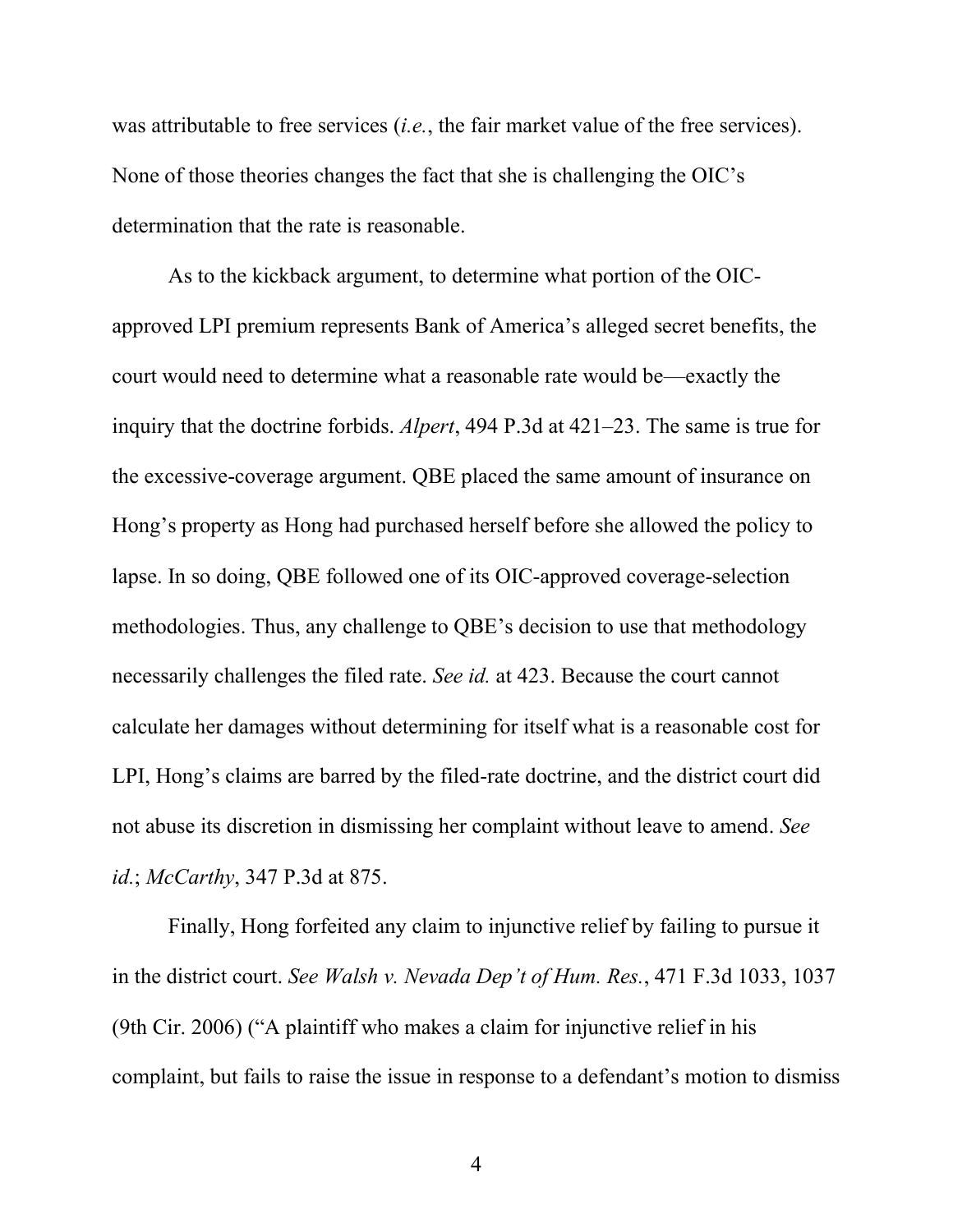was attributable to free services (*i.e.*, the fair market value of the free services). None of those theories changes the fact that she is challenging the OIC's determination that the rate is reasonable.

As to the kickback argument, to determine what portion of the OIC-approved LPI premium represents Bank of America's alleged secret benefits, the court would need to determine what a reasonable rate would be—exactly the inquiry that the doctrine forbids. *Alpert*, 494 P.3d at 421–23. The same is true for the excessive-coverage argument. QBE placed the same amount of insurance on Hong's property as Hong had purchased herself before she allowed the policy to lapse. In so doing, QBE followed one of its OIC-approved coverage-selection methodologies. Thus, any challenge to QBE's decision to use that methodology necessarily challenges the filed rate. *See id.* at 423. Because the court cannot calculate her damages without determining for itself what is a reasonable cost for LPI, Hong's claims are barred by the filed-rate doctrine, and the district court did not abuse its discretion in dismissing her complaint without leave to amend. *See id.*; *McCarthy*, 347 P.3d at 875.

Finally, Hong forfeited any claim to injunctive relief by failing to pursue it in the district court. *See Walsh v. Nevada Dep't of Hum. Res.*, 471 F.3d 1033, 1037 (9th Cir. 2006) ("A plaintiff who makes a claim for injunctive relief in his complaint, but fails to raise the issue in response to a defendant's motion to dismiss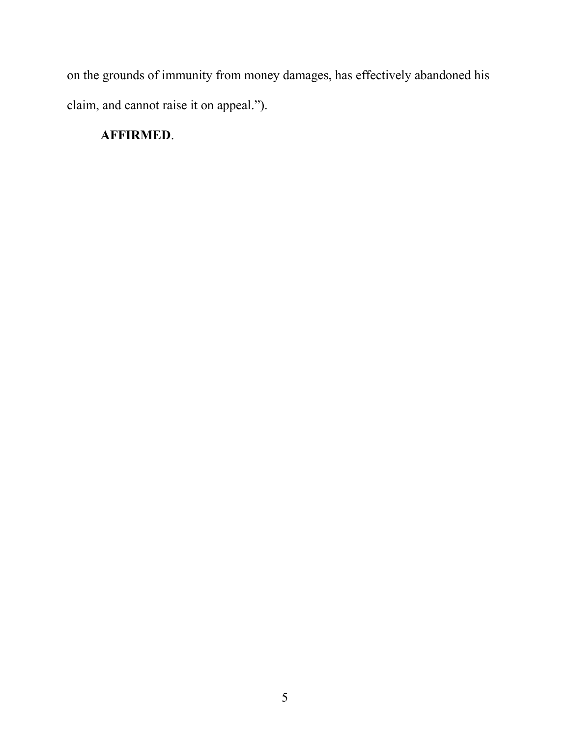on the grounds of immunity from money damages, has effectively abandoned his claim, and cannot raise it on appeal.”).

**AFFIRMED**.